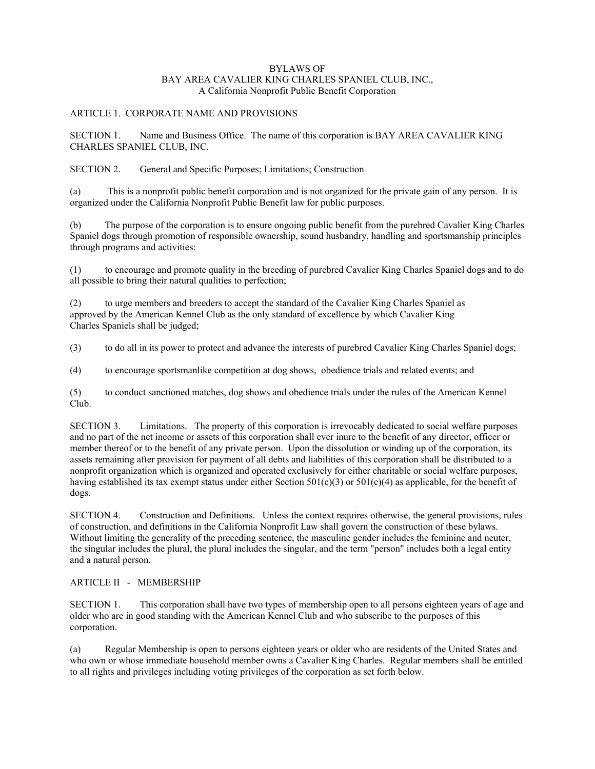# BYLAWS OF
# BAY AREA CAVALIER KING CHARLES SPANIEL CLUB, INC.,
A California Nonprofit Public Benefit Corporation

## ARTICLE 1. CORPORATE NAME AND PROVISIONS

SECTION 1. Name and Business Office. The name of this corporation is BAY AREA CAVALIER KING CHARLES SPANIEL CLUB, INC.

SECTION 2. General and Specific Purposes; Limitations; Construction

(a) This is a nonprofit public benefit corporation and is not organized for the private gain of any person. It is organized under the California Nonprofit Public Benefit law for public purposes.

(b) The purpose of the corporation is to ensure ongoing public benefit from the purebred Cavalier King Charles Spaniel dogs through promotion of responsible ownership, sound husbandry, handling and sportsmanship principles through programs and activities:

(1) to encourage and promote quality in the breeding of purebred Cavalier King Charles Spaniel dogs and to do all possible to bring their natural qualities to perfection;

(2) to urge members and breeders to accept the standard of the Cavalier King Charles Spaniel as approved by the American Kennel Club as the only standard of excellence by which Cavalier King Charles Spaniels shall be judged;

(3) to do all in its power to protect and advance the interests of purebred Cavalier King Charles Spaniel dogs;

(4) to encourage sportsmanlike competition at dog shows, obedience trials and related events; and

(5) to conduct sanctioned matches, dog shows and obedience trials under the rules of the American Kennel Club.

SECTION 3. Limitations. The property of this corporation is irrevocably dedicated to social welfare purposes and no part of the net income or assets of this corporation shall ever inure to the benefit of any director, officer or member thereof or to the benefit of any private person. Upon the dissolution or winding up of the corporation, its assets remaining after provision for payment of all debts and liabilities of this corporation shall be distributed to a nonprofit organization which is organized and operated exclusively for either charitable or social welfare purposes, having established its tax exempt status under either Section 501(c)(3) or 501(c)(4) as applicable, for the benefit of dogs.

SECTION 4. Construction and Definitions. Unless the context requires otherwise, the general provisions, rules of construction, and definitions in the California Nonprofit Law shall govern the construction of these bylaws. Without limiting the generality of the preceding sentence, the masculine gender includes the feminine and neuter, the singular includes the plural, the plural includes the singular, and the term "person" includes both a legal entity and a natural person.

## ARTICLE II - MEMBERSHIP

SECTION 1. This corporation shall have two types of membership open to all persons eighteen years of age and older who are in good standing with the American Kennel Club and who subscribe to the purposes of this corporation.

(a) Regular Membership is open to persons eighteen years or older who are residents of the United States and who own or whose immediate household member owns a Cavalier King Charles. Regular members shall be entitled to all rights and privileges including voting privileges of the corporation as set forth below.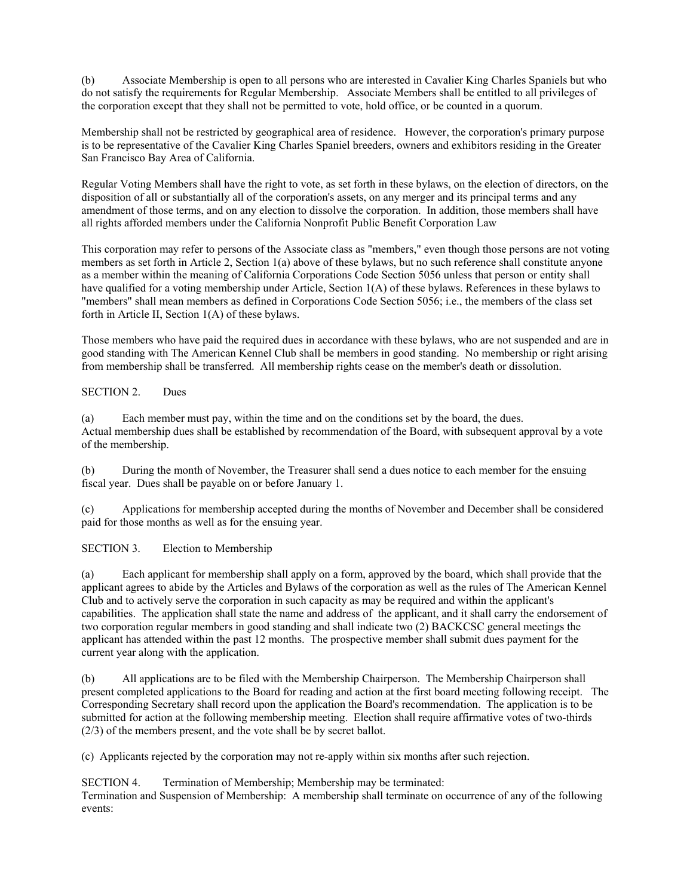(b) Associate Membership is open to all persons who are interested in Cavalier King Charles Spaniels but who do not satisfy the requirements for Regular Membership. Associate Members shall be entitled to all privileges of the corporation except that they shall not be permitted to vote, hold office, or be counted in a quorum.

Membership shall not be restricted by geographical area of residence. However, the corporation's primary purpose is to be representative of the Cavalier King Charles Spaniel breeders, owners and exhibitors residing in the Greater San Francisco Bay Area of California.

Regular Voting Members shall have the right to vote, as set forth in these bylaws, on the election of directors, on the disposition of all or substantially all of the corporation's assets, on any merger and its principal terms and any amendment of those terms, and on any election to dissolve the corporation. In addition, those members shall have all rights afforded members under the California Nonprofit Public Benefit Corporation Law

This corporation may refer to persons of the Associate class as "members," even though those persons are not voting members as set forth in Article 2, Section 1(a) above of these bylaws, but no such reference shall constitute anyone as a member within the meaning of California Corporations Code Section 5056 unless that person or entity shall have qualified for a voting membership under Article, Section 1(A) of these bylaws. References in these bylaws to "members" shall mean members as defined in Corporations Code Section 5056; i.e., the members of the class set forth in Article II, Section 1(A) of these bylaws.

Those members who have paid the required dues in accordance with these bylaws, who are not suspended and are in good standing with The American Kennel Club shall be members in good standing. No membership or right arising from membership shall be transferred. All membership rights cease on the member's death or dissolution.

SECTION 2. Dues

(a) Each member must pay, within the time and on the conditions set by the board, the dues.
Actual membership dues shall be established by recommendation of the Board, with subsequent approval by a vote of the membership.

(b) During the month of November, the Treasurer shall send a dues notice to each member for the ensuing fiscal year. Dues shall be payable on or before January 1.

(c) Applications for membership accepted during the months of November and December shall be considered paid for those months as well as for the ensuing year.

SECTION 3. Election to Membership

(a) Each applicant for membership shall apply on a form, approved by the board, which shall provide that the applicant agrees to abide by the Articles and Bylaws of the corporation as well as the rules of The American Kennel Club and to actively serve the corporation in such capacity as may be required and within the applicant's capabilities. The application shall state the name and address of the applicant, and it shall carry the endorsement of two corporation regular members in good standing and shall indicate two (2) BACKCSC general meetings the applicant has attended within the past 12 months. The prospective member shall submit dues payment for the current year along with the application.

(b) All applications are to be filed with the Membership Chairperson. The Membership Chairperson shall present completed applications to the Board for reading and action at the first board meeting following receipt. The Corresponding Secretary shall record upon the application the Board's recommendation. The application is to be submitted for action at the following membership meeting. Election shall require affirmative votes of two-thirds (2/3) of the members present, and the vote shall be by secret ballot.

(c) Applicants rejected by the corporation may not re-apply within six months after such rejection.

SECTION 4. Termination of Membership; Membership may be terminated:
Termination and Suspension of Membership: A membership shall terminate on occurrence of any of the following events: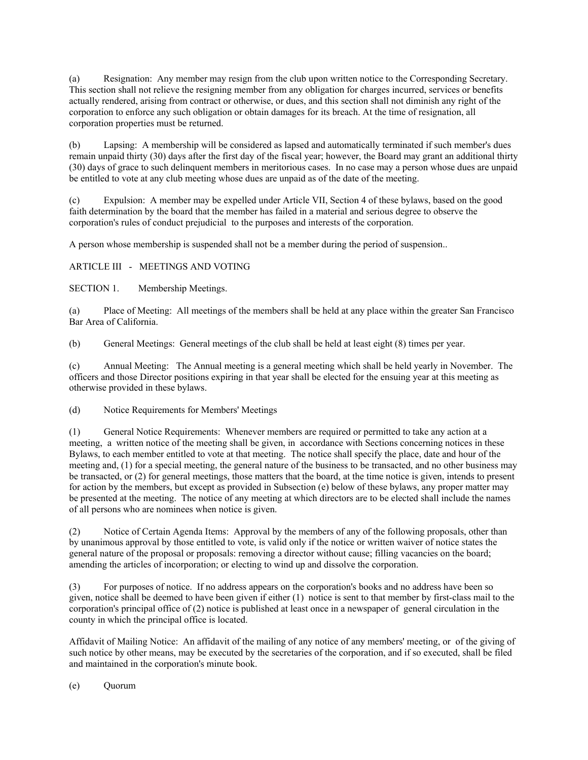(a) Resignation: Any member may resign from the club upon written notice to the Corresponding Secretary. This section shall not relieve the resigning member from any obligation for charges incurred, services or benefits actually rendered, arising from contract or otherwise, or dues, and this section shall not diminish any right of the corporation to enforce any such obligation or obtain damages for its breach. At the time of resignation, all corporation properties must be returned.

(b) Lapsing: A membership will be considered as lapsed and automatically terminated if such member's dues remain unpaid thirty (30) days after the first day of the fiscal year; however, the Board may grant an additional thirty (30) days of grace to such delinquent members in meritorious cases. In no case may a person whose dues are unpaid be entitled to vote at any club meeting whose dues are unpaid as of the date of the meeting.

(c) Expulsion: A member may be expelled under Article VII, Section 4 of these bylaws, based on the good faith determination by the board that the member has failed in a material and serious degree to observe the corporation's rules of conduct prejudicial to the purposes and interests of the corporation.

A person whose membership is suspended shall not be a member during the period of suspension..

## ARTICLE III - MEETINGS AND VOTING

### SECTION 1. Membership Meetings.

(a) Place of Meeting: All meetings of the members shall be held at any place within the greater San Francisco Bar Area of California.

(b) General Meetings: General meetings of the club shall be held at least eight (8) times per year.

(c) Annual Meeting: The Annual meeting is a general meeting which shall be held yearly in November. The officers and those Director positions expiring in that year shall be elected for the ensuing year at this meeting as otherwise provided in these bylaws.

(d) Notice Requirements for Members' Meetings

(1) General Notice Requirements: Whenever members are required or permitted to take any action at a meeting, a written notice of the meeting shall be given, in accordance with Sections concerning notices in these Bylaws, to each member entitled to vote at that meeting. The notice shall specify the place, date and hour of the meeting and, (1) for a special meeting, the general nature of the business to be transacted, and no other business may be transacted, or (2) for general meetings, those matters that the board, at the time notice is given, intends to present for action by the members, but except as provided in Subsection (e) below of these bylaws, any proper matter may be presented at the meeting. The notice of any meeting at which directors are to be elected shall include the names of all persons who are nominees when notice is given.

(2) Notice of Certain Agenda Items: Approval by the members of any of the following proposals, other than by unanimous approval by those entitled to vote, is valid only if the notice or written waiver of notice states the general nature of the proposal or proposals: removing a director without cause; filling vacancies on the board; amending the articles of incorporation; or electing to wind up and dissolve the corporation.

(3) For purposes of notice. If no address appears on the corporation's books and no address have been so given, notice shall be deemed to have been given if either (1) notice is sent to that member by first-class mail to the corporation's principal office of (2) notice is published at least once in a newspaper of general circulation in the county in which the principal office is located.

Affidavit of Mailing Notice: An affidavit of the mailing of any notice of any members' meeting, or of the giving of such notice by other means, may be executed by the secretaries of the corporation, and if so executed, shall be filed and maintained in the corporation's minute book.

(e) Quorum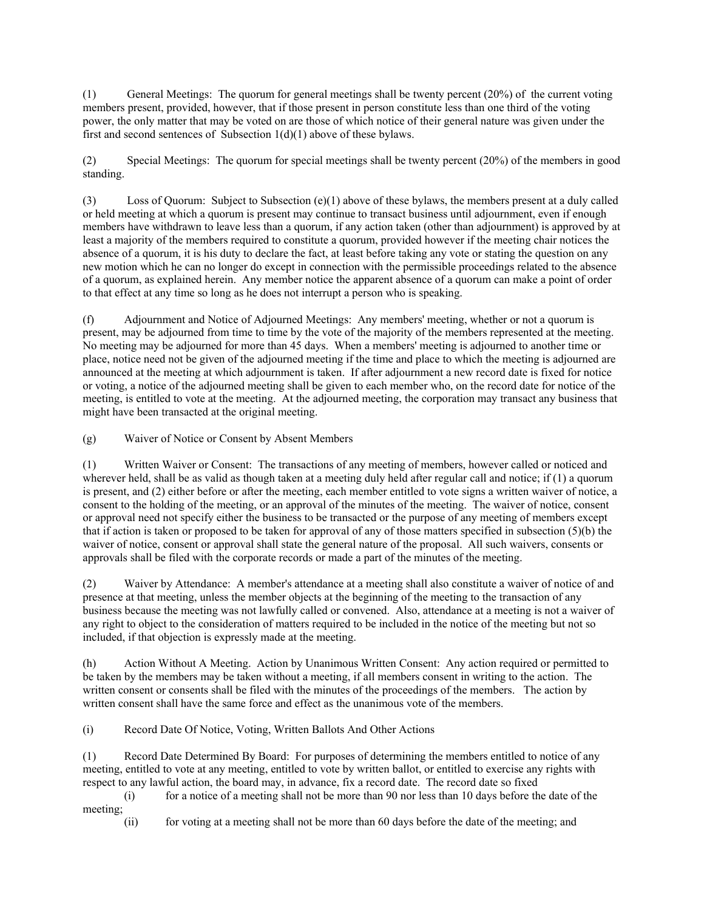(1) General Meetings: The quorum for general meetings shall be twenty percent (20%) of the current voting members present, provided, however, that if those present in person constitute less than one third of the voting power, the only matter that may be voted on are those of which notice of their general nature was given under the first and second sentences of Subsection 1(d)(1) above of these bylaws.

(2) Special Meetings: The quorum for special meetings shall be twenty percent (20%) of the members in good standing.

(3) Loss of Quorum: Subject to Subsection (e)(1) above of these bylaws, the members present at a duly called or held meeting at which a quorum is present may continue to transact business until adjournment, even if enough members have withdrawn to leave less than a quorum, if any action taken (other than adjournment) is approved by at least a majority of the members required to constitute a quorum, provided however if the meeting chair notices the absence of a quorum, it is his duty to declare the fact, at least before taking any vote or stating the question on any new motion which he can no longer do except in connection with the permissible proceedings related to the absence of a quorum, as explained herein. Any member notice the apparent absence of a quorum can make a point of order to that effect at any time so long as he does not interrupt a person who is speaking.

(f) Adjournment and Notice of Adjourned Meetings: Any members' meeting, whether or not a quorum is present, may be adjourned from time to time by the vote of the majority of the members represented at the meeting. No meeting may be adjourned for more than 45 days. When a members' meeting is adjourned to another time or place, notice need not be given of the adjourned meeting if the time and place to which the meeting is adjourned are announced at the meeting at which adjournment is taken. If after adjournment a new record date is fixed for notice or voting, a notice of the adjourned meeting shall be given to each member who, on the record date for notice of the meeting, is entitled to vote at the meeting. At the adjourned meeting, the corporation may transact any business that might have been transacted at the original meeting.

(g) Waiver of Notice or Consent by Absent Members

(1) Written Waiver or Consent: The transactions of any meeting of members, however called or noticed and wherever held, shall be as valid as though taken at a meeting duly held after regular call and notice; if (1) a quorum is present, and (2) either before or after the meeting, each member entitled to vote signs a written waiver of notice, a consent to the holding of the meeting, or an approval of the minutes of the meeting. The waiver of notice, consent or approval need not specify either the business to be transacted or the purpose of any meeting of members except that if action is taken or proposed to be taken for approval of any of those matters specified in subsection (5)(b) the waiver of notice, consent or approval shall state the general nature of the proposal. All such waivers, consents or approvals shall be filed with the corporate records or made a part of the minutes of the meeting.

(2) Waiver by Attendance: A member's attendance at a meeting shall also constitute a waiver of notice of and presence at that meeting, unless the member objects at the beginning of the meeting to the transaction of any business because the meeting was not lawfully called or convened. Also, attendance at a meeting is not a waiver of any right to object to the consideration of matters required to be included in the notice of the meeting but not so included, if that objection is expressly made at the meeting.

(h) Action Without A Meeting. Action by Unanimous Written Consent: Any action required or permitted to be taken by the members may be taken without a meeting, if all members consent in writing to the action. The written consent or consents shall be filed with the minutes of the proceedings of the members. The action by written consent shall have the same force and effect as the unanimous vote of the members.

(i) Record Date Of Notice, Voting, Written Ballots And Other Actions

(1) Record Date Determined By Board: For purposes of determining the members entitled to notice of any meeting, entitled to vote at any meeting, entitled to vote by written ballot, or entitled to exercise any rights with respect to any lawful action, the board may, in advance, fix a record date. The record date so fixed

(i) for a notice of a meeting shall not be more than 90 nor less than 10 days before the date of the meeting;

(ii) for voting at a meeting shall not be more than 60 days before the date of the meeting; and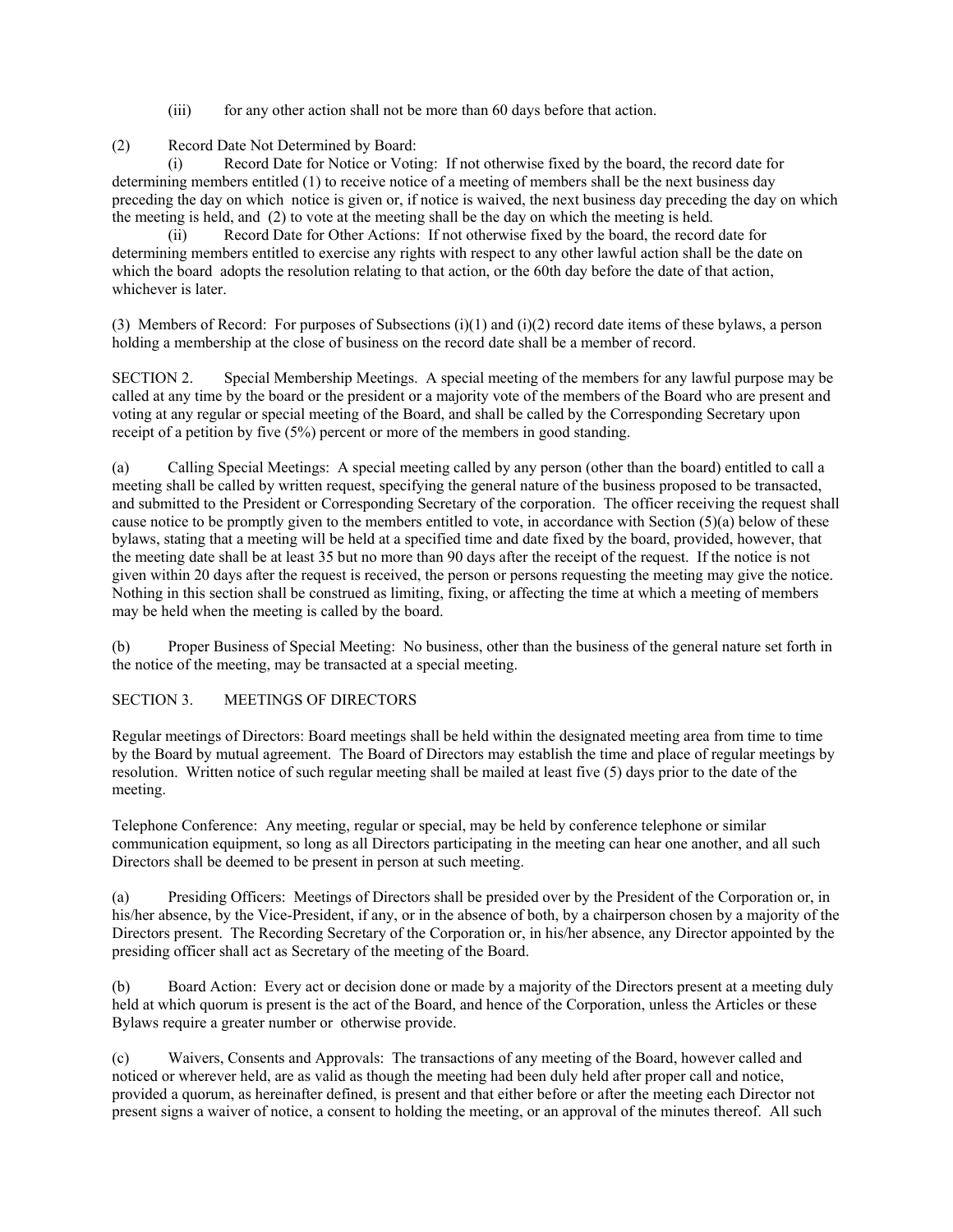(iii) for any other action shall not be more than 60 days before that action.

(2) Record Date Not Determined by Board:

(i) Record Date for Notice or Voting: If not otherwise fixed by the board, the record date for determining members entitled (1) to receive notice of a meeting of members shall be the next business day preceding the day on which notice is given or, if notice is waived, the next business day preceding the day on which the meeting is held, and (2) to vote at the meeting shall be the day on which the meeting is held.

(ii) Record Date for Other Actions: If not otherwise fixed by the board, the record date for determining members entitled to exercise any rights with respect to any other lawful action shall be the date on which the board adopts the resolution relating to that action, or the 60th day before the date of that action, whichever is later.

(3) Members of Record: For purposes of Subsections (i)(1) and (i)(2) record date items of these bylaws, a person holding a membership at the close of business on the record date shall be a member of record.

SECTION 2. Special Membership Meetings. A special meeting of the members for any lawful purpose may be called at any time by the board or the president or a majority vote of the members of the Board who are present and voting at any regular or special meeting of the Board, and shall be called by the Corresponding Secretary upon receipt of a petition by five (5%) percent or more of the members in good standing.

(a) Calling Special Meetings: A special meeting called by any person (other than the board) entitled to call a meeting shall be called by written request, specifying the general nature of the business proposed to be transacted, and submitted to the President or Corresponding Secretary of the corporation. The officer receiving the request shall cause notice to be promptly given to the members entitled to vote, in accordance with Section (5)(a) below of these bylaws, stating that a meeting will be held at a specified time and date fixed by the board, provided, however, that the meeting date shall be at least 35 but no more than 90 days after the receipt of the request. If the notice is not given within 20 days after the request is received, the person or persons requesting the meeting may give the notice. Nothing in this section shall be construed as limiting, fixing, or affecting the time at which a meeting of members may be held when the meeting is called by the board.

(b) Proper Business of Special Meeting: No business, other than the business of the general nature set forth in the notice of the meeting, may be transacted at a special meeting.

SECTION 3. MEETINGS OF DIRECTORS

Regular meetings of Directors: Board meetings shall be held within the designated meeting area from time to time by the Board by mutual agreement. The Board of Directors may establish the time and place of regular meetings by resolution. Written notice of such regular meeting shall be mailed at least five (5) days prior to the date of the meeting.

Telephone Conference: Any meeting, regular or special, may be held by conference telephone or similar communication equipment, so long as all Directors participating in the meeting can hear one another, and all such Directors shall be deemed to be present in person at such meeting.

(a) Presiding Officers: Meetings of Directors shall be presided over by the President of the Corporation or, in his/her absence, by the Vice-President, if any, or in the absence of both, by a chairperson chosen by a majority of the Directors present. The Recording Secretary of the Corporation or, in his/her absence, any Director appointed by the presiding officer shall act as Secretary of the meeting of the Board.

(b) Board Action: Every act or decision done or made by a majority of the Directors present at a meeting duly held at which quorum is present is the act of the Board, and hence of the Corporation, unless the Articles or these Bylaws require a greater number or otherwise provide.

(c) Waivers, Consents and Approvals: The transactions of any meeting of the Board, however called and noticed or wherever held, are as valid as though the meeting had been duly held after proper call and notice, provided a quorum, as hereinafter defined, is present and that either before or after the meeting each Director not present signs a waiver of notice, a consent to holding the meeting, or an approval of the minutes thereof. All such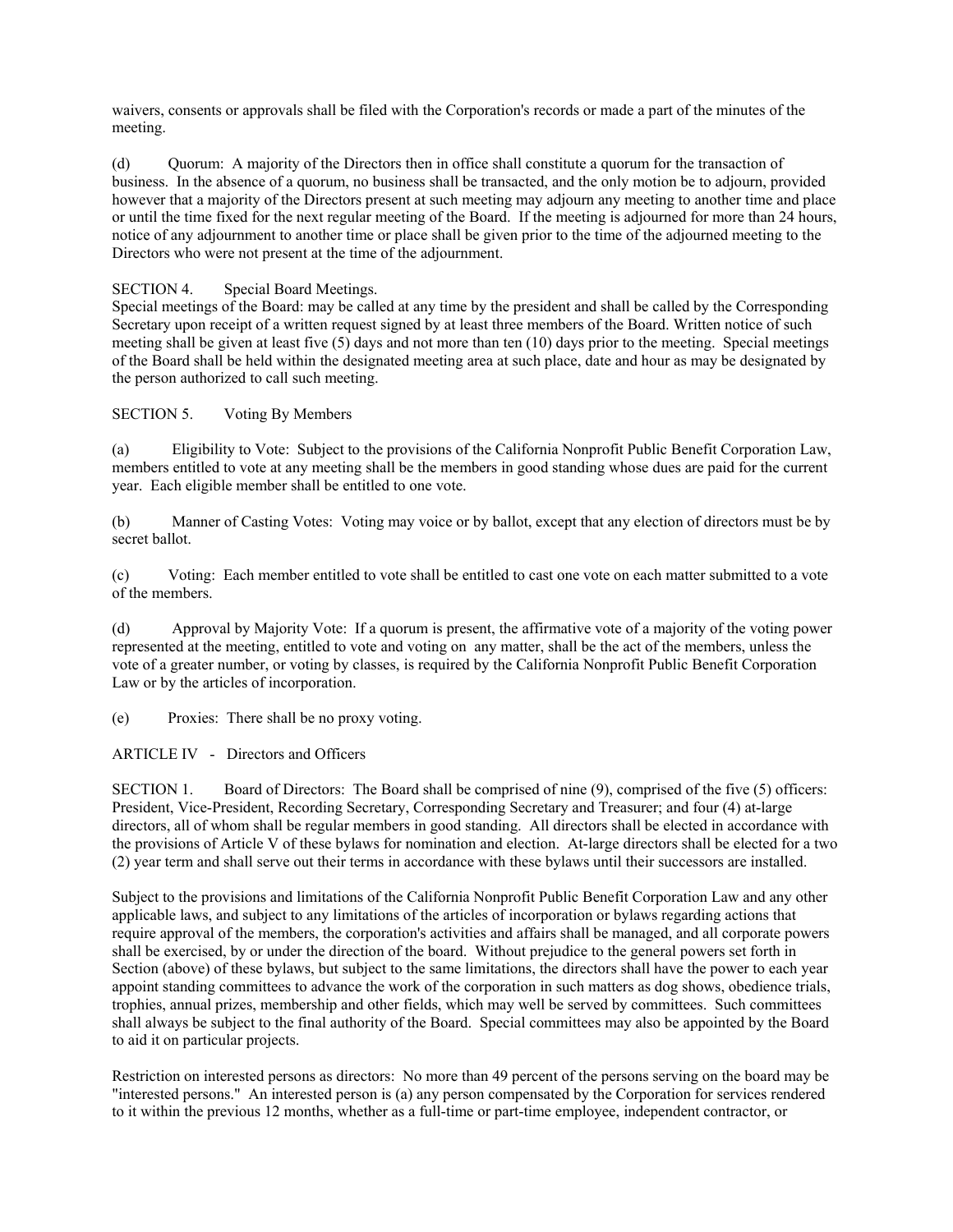waivers, consents or approvals shall be filed with the Corporation's records or made a part of the minutes of the meeting.

(d) Quorum: A majority of the Directors then in office shall constitute a quorum for the transaction of business. In the absence of a quorum, no business shall be transacted, and the only motion be to adjourn, provided however that a majority of the Directors present at such meeting may adjourn any meeting to another time and place or until the time fixed for the next regular meeting of the Board. If the meeting is adjourned for more than 24 hours, notice of any adjournment to another time or place shall be given prior to the time of the adjourned meeting to the Directors who were not present at the time of the adjournment.

SECTION 4. Special Board Meetings.
Special meetings of the Board: may be called at any time by the president and shall be called by the Corresponding Secretary upon receipt of a written request signed by at least three members of the Board. Written notice of such meeting shall be given at least five (5) days and not more than ten (10) days prior to the meeting. Special meetings of the Board shall be held within the designated meeting area at such place, date and hour as may be designated by the person authorized to call such meeting.

SECTION 5. Voting By Members

(a) Eligibility to Vote: Subject to the provisions of the California Nonprofit Public Benefit Corporation Law, members entitled to vote at any meeting shall be the members in good standing whose dues are paid for the current year. Each eligible member shall be entitled to one vote.

(b) Manner of Casting Votes: Voting may voice or by ballot, except that any election of directors must be by secret ballot.

(c) Voting: Each member entitled to vote shall be entitled to cast one vote on each matter submitted to a vote of the members.

(d) Approval by Majority Vote: If a quorum is present, the affirmative vote of a majority of the voting power represented at the meeting, entitled to vote and voting on any matter, shall be the act of the members, unless the vote of a greater number, or voting by classes, is required by the California Nonprofit Public Benefit Corporation Law or by the articles of incorporation.

(e) Proxies: There shall be no proxy voting.

ARTICLE IV - Directors and Officers

SECTION 1. Board of Directors: The Board shall be comprised of nine (9), comprised of the five (5) officers: President, Vice-President, Recording Secretary, Corresponding Secretary and Treasurer; and four (4) at-large directors, all of whom shall be regular members in good standing. All directors shall be elected in accordance with the provisions of Article V of these bylaws for nomination and election. At-large directors shall be elected for a two (2) year term and shall serve out their terms in accordance with these bylaws until their successors are installed.

Subject to the provisions and limitations of the California Nonprofit Public Benefit Corporation Law and any other applicable laws, and subject to any limitations of the articles of incorporation or bylaws regarding actions that require approval of the members, the corporation's activities and affairs shall be managed, and all corporate powers shall be exercised, by or under the direction of the board. Without prejudice to the general powers set forth in Section (above) of these bylaws, but subject to the same limitations, the directors shall have the power to each year appoint standing committees to advance the work of the corporation in such matters as dog shows, obedience trials, trophies, annual prizes, membership and other fields, which may well be served by committees. Such committees shall always be subject to the final authority of the Board. Special committees may also be appointed by the Board to aid it on particular projects.

Restriction on interested persons as directors: No more than 49 percent of the persons serving on the board may be "interested persons." An interested person is (a) any person compensated by the Corporation for services rendered to it within the previous 12 months, whether as a full-time or part-time employee, independent contractor, or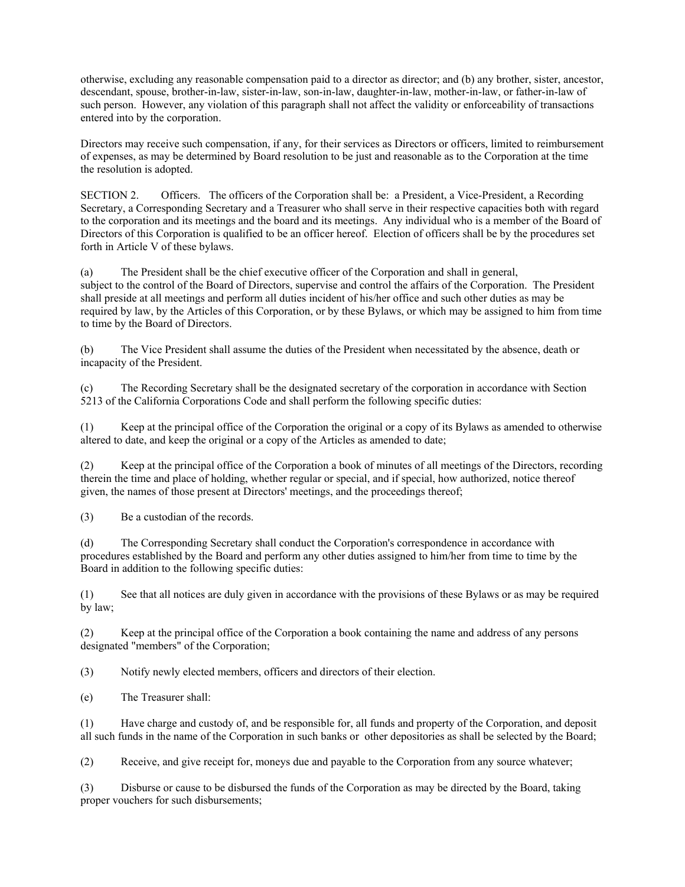otherwise, excluding any reasonable compensation paid to a director as director; and (b) any brother, sister, ancestor, descendant, spouse, brother-in-law, sister-in-law, son-in-law, daughter-in-law, mother-in-law, or father-in-law of such person. However, any violation of this paragraph shall not affect the validity or enforceability of transactions entered into by the corporation.

Directors may receive such compensation, if any, for their services as Directors or officers, limited to reimbursement of expenses, as may be determined by Board resolution to be just and reasonable as to the Corporation at the time the resolution is adopted.

SECTION 2. Officers. The officers of the Corporation shall be: a President, a Vice-President, a Recording Secretary, a Corresponding Secretary and a Treasurer who shall serve in their respective capacities both with regard to the corporation and its meetings and the board and its meetings. Any individual who is a member of the Board of Directors of this Corporation is qualified to be an officer hereof. Election of officers shall be by the procedures set forth in Article V of these bylaws.

(a) The President shall be the chief executive officer of the Corporation and shall in general, subject to the control of the Board of Directors, supervise and control the affairs of the Corporation. The President shall preside at all meetings and perform all duties incident of his/her office and such other duties as may be required by law, by the Articles of this Corporation, or by these Bylaws, or which may be assigned to him from time to time by the Board of Directors.

(b) The Vice President shall assume the duties of the President when necessitated by the absence, death or incapacity of the President.

(c) The Recording Secretary shall be the designated secretary of the corporation in accordance with Section 5213 of the California Corporations Code and shall perform the following specific duties:

(1) Keep at the principal office of the Corporation the original or a copy of its Bylaws as amended to otherwise altered to date, and keep the original or a copy of the Articles as amended to date;

(2) Keep at the principal office of the Corporation a book of minutes of all meetings of the Directors, recording therein the time and place of holding, whether regular or special, and if special, how authorized, notice thereof given, the names of those present at Directors' meetings, and the proceedings thereof;

(3) Be a custodian of the records.

(d) The Corresponding Secretary shall conduct the Corporation's correspondence in accordance with procedures established by the Board and perform any other duties assigned to him/her from time to time by the Board in addition to the following specific duties:

(1) See that all notices are duly given in accordance with the provisions of these Bylaws or as may be required by law;

(2) Keep at the principal office of the Corporation a book containing the name and address of any persons designated "members" of the Corporation;

(3) Notify newly elected members, officers and directors of their election.

(e) The Treasurer shall:

(1) Have charge and custody of, and be responsible for, all funds and property of the Corporation, and deposit all such funds in the name of the Corporation in such banks or other depositories as shall be selected by the Board;

(2) Receive, and give receipt for, moneys due and payable to the Corporation from any source whatever;

(3) Disburse or cause to be disbursed the funds of the Corporation as may be directed by the Board, taking proper vouchers for such disbursements;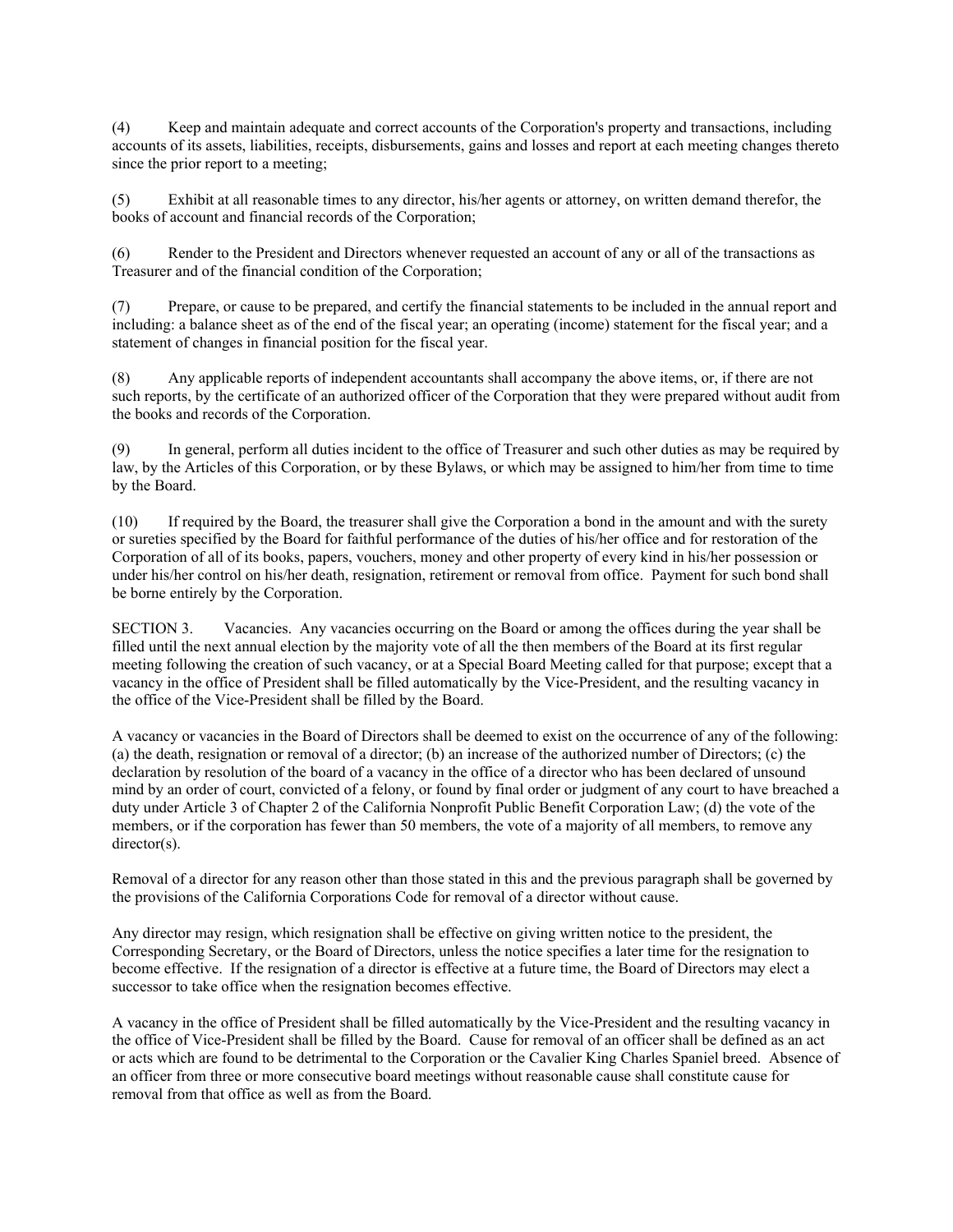(4) Keep and maintain adequate and correct accounts of the Corporation's property and transactions, including accounts of its assets, liabilities, receipts, disbursements, gains and losses and report at each meeting changes thereto since the prior report to a meeting;

(5) Exhibit at all reasonable times to any director, his/her agents or attorney, on written demand therefor, the books of account and financial records of the Corporation;

(6) Render to the President and Directors whenever requested an account of any or all of the transactions as Treasurer and of the financial condition of the Corporation;

(7) Prepare, or cause to be prepared, and certify the financial statements to be included in the annual report and including: a balance sheet as of the end of the fiscal year; an operating (income) statement for the fiscal year; and a statement of changes in financial position for the fiscal year.

(8) Any applicable reports of independent accountants shall accompany the above items, or, if there are not such reports, by the certificate of an authorized officer of the Corporation that they were prepared without audit from the books and records of the Corporation.

(9) In general, perform all duties incident to the office of Treasurer and such other duties as may be required by law, by the Articles of this Corporation, or by these Bylaws, or which may be assigned to him/her from time to time by the Board.

(10) If required by the Board, the treasurer shall give the Corporation a bond in the amount and with the surety or sureties specified by the Board for faithful performance of the duties of his/her office and for restoration of the Corporation of all of its books, papers, vouchers, money and other property of every kind in his/her possession or under his/her control on his/her death, resignation, retirement or removal from office. Payment for such bond shall be borne entirely by the Corporation.

SECTION 3. Vacancies. Any vacancies occurring on the Board or among the offices during the year shall be filled until the next annual election by the majority vote of all the then members of the Board at its first regular meeting following the creation of such vacancy, or at a Special Board Meeting called for that purpose; except that a vacancy in the office of President shall be filled automatically by the Vice-President, and the resulting vacancy in the office of the Vice-President shall be filled by the Board.

A vacancy or vacancies in the Board of Directors shall be deemed to exist on the occurrence of any of the following: (a) the death, resignation or removal of a director; (b) an increase of the authorized number of Directors; (c) the declaration by resolution of the board of a vacancy in the office of a director who has been declared of unsound mind by an order of court, convicted of a felony, or found by final order or judgment of any court to have breached a duty under Article 3 of Chapter 2 of the California Nonprofit Public Benefit Corporation Law; (d) the vote of the members, or if the corporation has fewer than 50 members, the vote of a majority of all members, to remove any director(s).

Removal of a director for any reason other than those stated in this and the previous paragraph shall be governed by the provisions of the California Corporations Code for removal of a director without cause.

Any director may resign, which resignation shall be effective on giving written notice to the president, the Corresponding Secretary, or the Board of Directors, unless the notice specifies a later time for the resignation to become effective. If the resignation of a director is effective at a future time, the Board of Directors may elect a successor to take office when the resignation becomes effective.

A vacancy in the office of President shall be filled automatically by the Vice-President and the resulting vacancy in the office of Vice-President shall be filled by the Board. Cause for removal of an officer shall be defined as an act or acts which are found to be detrimental to the Corporation or the Cavalier King Charles Spaniel breed. Absence of an officer from three or more consecutive board meetings without reasonable cause shall constitute cause for removal from that office as well as from the Board.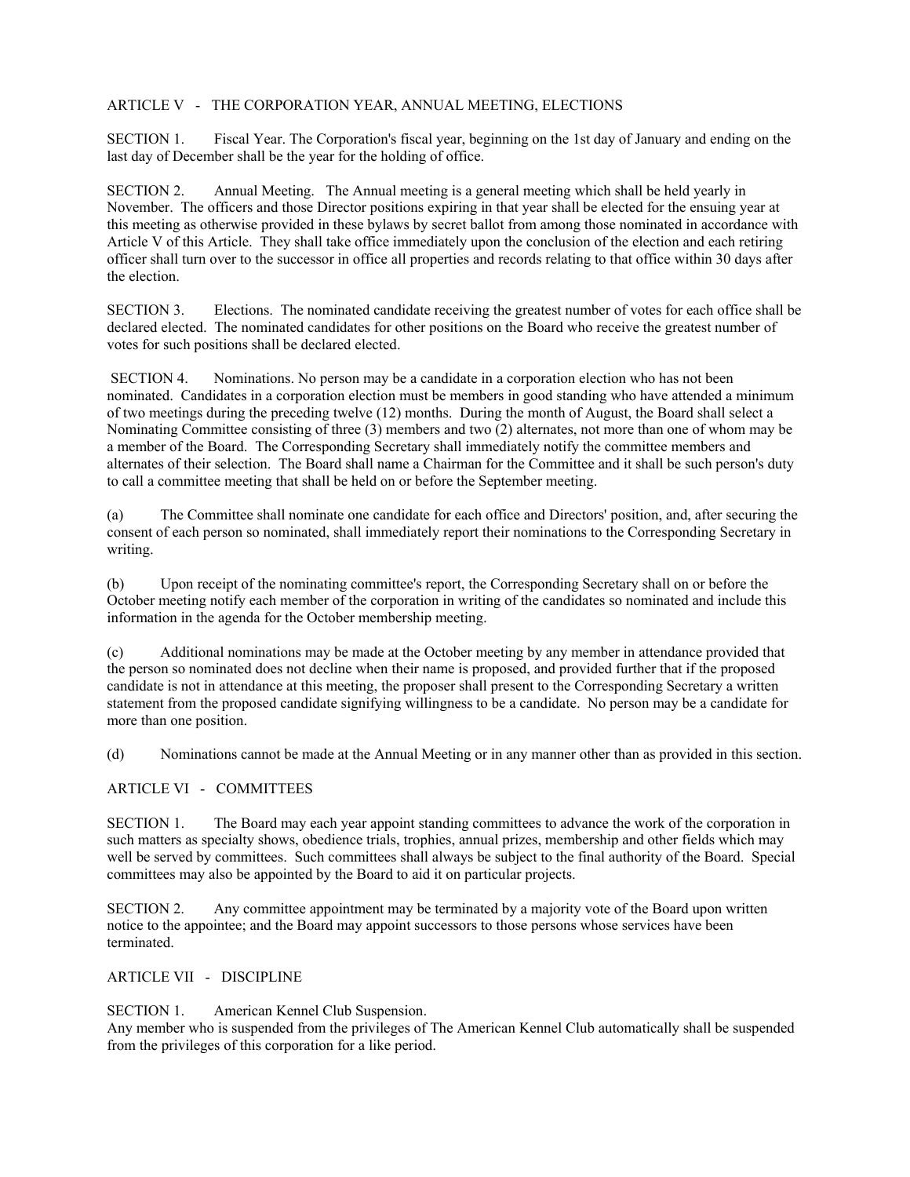## ARTICLE V - THE CORPORATION YEAR, ANNUAL MEETING, ELECTIONS

SECTION 1. Fiscal Year. The Corporation's fiscal year, beginning on the 1st day of January and ending on the last day of December shall be the year for the holding of office.

SECTION 2. Annual Meeting. The Annual meeting is a general meeting which shall be held yearly in November. The officers and those Director positions expiring in that year shall be elected for the ensuing year at this meeting as otherwise provided in these bylaws by secret ballot from among those nominated in accordance with Article V of this Article. They shall take office immediately upon the conclusion of the election and each retiring officer shall turn over to the successor in office all properties and records relating to that office within 30 days after the election.

SECTION 3. Elections. The nominated candidate receiving the greatest number of votes for each office shall be declared elected. The nominated candidates for other positions on the Board who receive the greatest number of votes for such positions shall be declared elected.

SECTION 4. Nominations. No person may be a candidate in a corporation election who has not been nominated. Candidates in a corporation election must be members in good standing who have attended a minimum of two meetings during the preceding twelve (12) months. During the month of August, the Board shall select a Nominating Committee consisting of three (3) members and two (2) alternates, not more than one of whom may be a member of the Board. The Corresponding Secretary shall immediately notify the committee members and alternates of their selection. The Board shall name a Chairman for the Committee and it shall be such person's duty to call a committee meeting that shall be held on or before the September meeting.

(a) The Committee shall nominate one candidate for each office and Directors' position, and, after securing the consent of each person so nominated, shall immediately report their nominations to the Corresponding Secretary in writing.

(b) Upon receipt of the nominating committee's report, the Corresponding Secretary shall on or before the October meeting notify each member of the corporation in writing of the candidates so nominated and include this information in the agenda for the October membership meeting.

(c) Additional nominations may be made at the October meeting by any member in attendance provided that the person so nominated does not decline when their name is proposed, and provided further that if the proposed candidate is not in attendance at this meeting, the proposer shall present to the Corresponding Secretary a written statement from the proposed candidate signifying willingness to be a candidate. No person may be a candidate for more than one position.

(d) Nominations cannot be made at the Annual Meeting or in any manner other than as provided in this section.

## ARTICLE VI - COMMITTEES

SECTION 1. The Board may each year appoint standing committees to advance the work of the corporation in such matters as specialty shows, obedience trials, trophies, annual prizes, membership and other fields which may well be served by committees. Such committees shall always be subject to the final authority of the Board. Special committees may also be appointed by the Board to aid it on particular projects.

SECTION 2. Any committee appointment may be terminated by a majority vote of the Board upon written notice to the appointee; and the Board may appoint successors to those persons whose services have been terminated.

## ARTICLE VII - DISCIPLINE

SECTION 1. American Kennel Club Suspension.
Any member who is suspended from the privileges of The American Kennel Club automatically shall be suspended from the privileges of this corporation for a like period.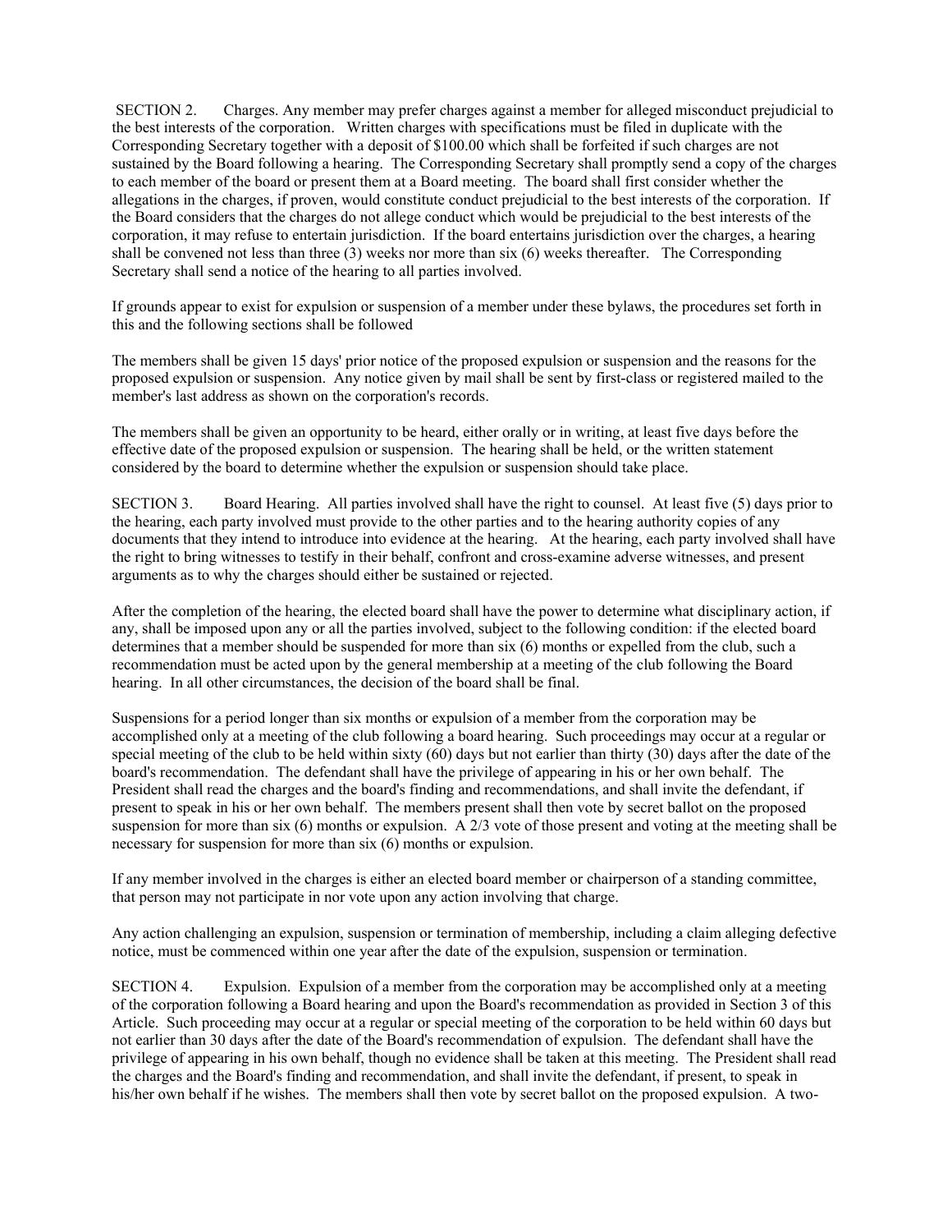SECTION 2. Charges. Any member may prefer charges against a member for alleged misconduct prejudicial to the best interests of the corporation. Written charges with specifications must be filed in duplicate with the Corresponding Secretary together with a deposit of $100.00 which shall be forfeited if such charges are not sustained by the Board following a hearing. The Corresponding Secretary shall promptly send a copy of the charges to each member of the board or present them at a Board meeting. The board shall first consider whether the allegations in the charges, if proven, would constitute conduct prejudicial to the best interests of the corporation. If the Board considers that the charges do not allege conduct which would be prejudicial to the best interests of the corporation, it may refuse to entertain jurisdiction. If the board entertains jurisdiction over the charges, a hearing shall be convened not less than three (3) weeks nor more than six (6) weeks thereafter. The Corresponding Secretary shall send a notice of the hearing to all parties involved.

If grounds appear to exist for expulsion or suspension of a member under these bylaws, the procedures set forth in this and the following sections shall be followed

The members shall be given 15 days' prior notice of the proposed expulsion or suspension and the reasons for the proposed expulsion or suspension. Any notice given by mail shall be sent by first-class or registered mailed to the member's last address as shown on the corporation's records.

The members shall be given an opportunity to be heard, either orally or in writing, at least five days before the effective date of the proposed expulsion or suspension. The hearing shall be held, or the written statement considered by the board to determine whether the expulsion or suspension should take place.

SECTION 3. Board Hearing. All parties involved shall have the right to counsel. At least five (5) days prior to the hearing, each party involved must provide to the other parties and to the hearing authority copies of any documents that they intend to introduce into evidence at the hearing. At the hearing, each party involved shall have the right to bring witnesses to testify in their behalf, confront and cross-examine adverse witnesses, and present arguments as to why the charges should either be sustained or rejected.

After the completion of the hearing, the elected board shall have the power to determine what disciplinary action, if any, shall be imposed upon any or all the parties involved, subject to the following condition: if the elected board determines that a member should be suspended for more than six (6) months or expelled from the club, such a recommendation must be acted upon by the general membership at a meeting of the club following the Board hearing. In all other circumstances, the decision of the board shall be final.

Suspensions for a period longer than six months or expulsion of a member from the corporation may be accomplished only at a meeting of the club following a board hearing. Such proceedings may occur at a regular or special meeting of the club to be held within sixty (60) days but not earlier than thirty (30) days after the date of the board's recommendation. The defendant shall have the privilege of appearing in his or her own behalf. The President shall read the charges and the board's finding and recommendations, and shall invite the defendant, if present to speak in his or her own behalf. The members present shall then vote by secret ballot on the proposed suspension for more than six (6) months or expulsion. A 2/3 vote of those present and voting at the meeting shall be necessary for suspension for more than six (6) months or expulsion.

If any member involved in the charges is either an elected board member or chairperson of a standing committee, that person may not participate in nor vote upon any action involving that charge.

Any action challenging an expulsion, suspension or termination of membership, including a claim alleging defective notice, must be commenced within one year after the date of the expulsion, suspension or termination.

SECTION 4. Expulsion. Expulsion of a member from the corporation may be accomplished only at a meeting of the corporation following a Board hearing and upon the Board's recommendation as provided in Section 3 of this Article. Such proceeding may occur at a regular or special meeting of the corporation to be held within 60 days but not earlier than 30 days after the date of the Board's recommendation of expulsion. The defendant shall have the privilege of appearing in his own behalf, though no evidence shall be taken at this meeting. The President shall read the charges and the Board's finding and recommendation, and shall invite the defendant, if present, to speak in his/her own behalf if he wishes. The members shall then vote by secret ballot on the proposed expulsion. A two-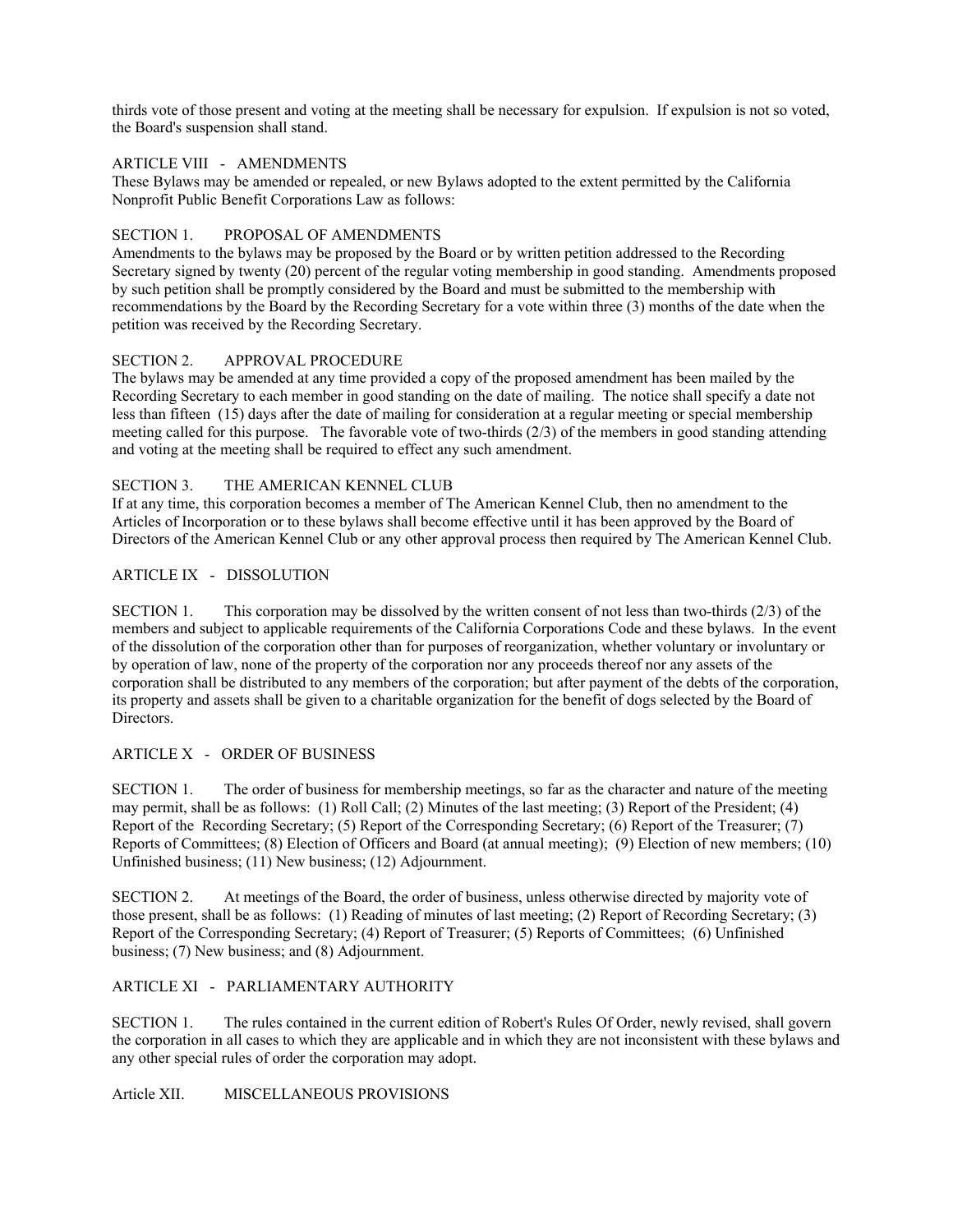thirds vote of those present and voting at the meeting shall be necessary for expulsion. If expulsion is not so voted, the Board's suspension shall stand.

## ARTICLE VIII - AMENDMENTS

These Bylaws may be amended or repealed, or new Bylaws adopted to the extent permitted by the California Nonprofit Public Benefit Corporations Law as follows:

### SECTION 1. PROPOSAL OF AMENDMENTS

Amendments to the bylaws may be proposed by the Board or by written petition addressed to the Recording Secretary signed by twenty (20) percent of the regular voting membership in good standing. Amendments proposed by such petition shall be promptly considered by the Board and must be submitted to the membership with recommendations by the Board by the Recording Secretary for a vote within three (3) months of the date when the petition was received by the Recording Secretary.

### SECTION 2. APPROVAL PROCEDURE

The bylaws may be amended at any time provided a copy of the proposed amendment has been mailed by the Recording Secretary to each member in good standing on the date of mailing. The notice shall specify a date not less than fifteen (15) days after the date of mailing for consideration at a regular meeting or special membership meeting called for this purpose. The favorable vote of two-thirds (2/3) of the members in good standing attending and voting at the meeting shall be required to effect any such amendment.

### SECTION 3. THE AMERICAN KENNEL CLUB

If at any time, this corporation becomes a member of The American Kennel Club, then no amendment to the Articles of Incorporation or to these bylaws shall become effective until it has been approved by the Board of Directors of the American Kennel Club or any other approval process then required by The American Kennel Club.

## ARTICLE IX - DISSOLUTION

SECTION 1. This corporation may be dissolved by the written consent of not less than two-thirds (2/3) of the members and subject to applicable requirements of the California Corporations Code and these bylaws. In the event of the dissolution of the corporation other than for purposes of reorganization, whether voluntary or involuntary or by operation of law, none of the property of the corporation nor any proceeds thereof nor any assets of the corporation shall be distributed to any members of the corporation; but after payment of the debts of the corporation, its property and assets shall be given to a charitable organization for the benefit of dogs selected by the Board of Directors.

## ARTICLE X - ORDER OF BUSINESS

SECTION 1. The order of business for membership meetings, so far as the character and nature of the meeting may permit, shall be as follows: (1) Roll Call; (2) Minutes of the last meeting; (3) Report of the President; (4) Report of the Recording Secretary; (5) Report of the Corresponding Secretary; (6) Report of the Treasurer; (7) Reports of Committees; (8) Election of Officers and Board (at annual meeting); (9) Election of new members; (10) Unfinished business; (11) New business; (12) Adjournment.

SECTION 2. At meetings of the Board, the order of business, unless otherwise directed by majority vote of those present, shall be as follows: (1) Reading of minutes of last meeting; (2) Report of Recording Secretary; (3) Report of the Corresponding Secretary; (4) Report of Treasurer; (5) Reports of Committees; (6) Unfinished business; (7) New business; and (8) Adjournment.

## ARTICLE XI - PARLIAMENTARY AUTHORITY

SECTION 1. The rules contained in the current edition of Robert's Rules Of Order, newly revised, shall govern the corporation in all cases to which they are applicable and in which they are not inconsistent with these bylaws and any other special rules of order the corporation may adopt.

## Article XII. MISCELLANEOUS PROVISIONS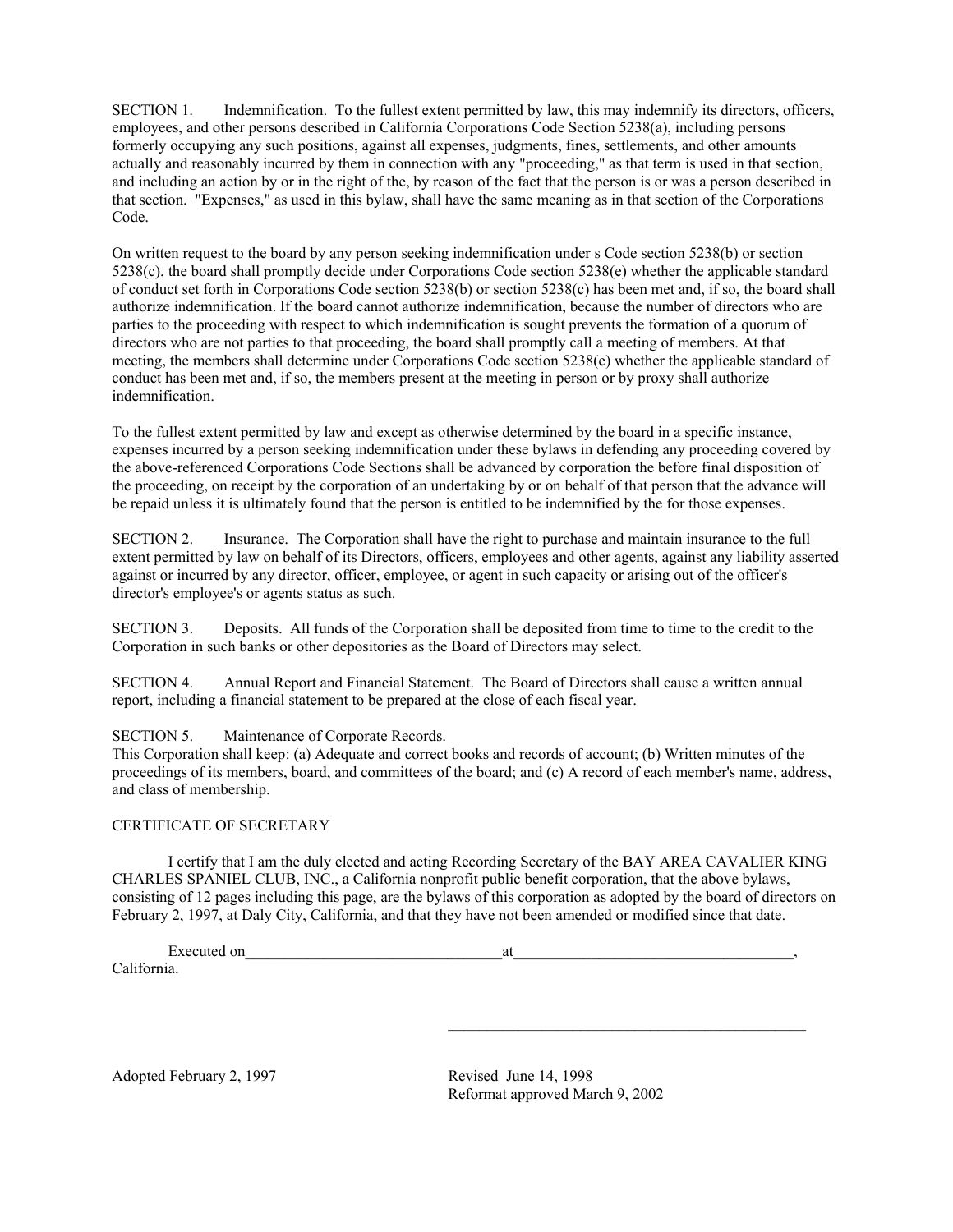SECTION 1. Indemnification. To the fullest extent permitted by law, this may indemnify its directors, officers, employees, and other persons described in California Corporations Code Section 5238(a), including persons formerly occupying any such positions, against all expenses, judgments, fines, settlements, and other amounts actually and reasonably incurred by them in connection with any "proceeding," as that term is used in that section, and including an action by or in the right of the, by reason of the fact that the person is or was a person described in that section. "Expenses," as used in this bylaw, shall have the same meaning as in that section of the Corporations Code.

On written request to the board by any person seeking indemnification under s Code section 5238(b) or section 5238(c), the board shall promptly decide under Corporations Code section 5238(e) whether the applicable standard of conduct set forth in Corporations Code section 5238(b) or section 5238(c) has been met and, if so, the board shall authorize indemnification. If the board cannot authorize indemnification, because the number of directors who are parties to the proceeding with respect to which indemnification is sought prevents the formation of a quorum of directors who are not parties to that proceeding, the board shall promptly call a meeting of members. At that meeting, the members shall determine under Corporations Code section 5238(e) whether the applicable standard of conduct has been met and, if so, the members present at the meeting in person or by proxy shall authorize indemnification.

To the fullest extent permitted by law and except as otherwise determined by the board in a specific instance, expenses incurred by a person seeking indemnification under these bylaws in defending any proceeding covered by the above-referenced Corporations Code Sections shall be advanced by corporation the before final disposition of the proceeding, on receipt by the corporation of an undertaking by or on behalf of that person that the advance will be repaid unless it is ultimately found that the person is entitled to be indemnified by the for those expenses.

SECTION 2. Insurance. The Corporation shall have the right to purchase and maintain insurance to the full extent permitted by law on behalf of its Directors, officers, employees and other agents, against any liability asserted against or incurred by any director, officer, employee, or agent in such capacity or arising out of the officer's director's employee's or agents status as such.

SECTION 3. Deposits. All funds of the Corporation shall be deposited from time to time to the credit to the Corporation in such banks or other depositories as the Board of Directors may select.

SECTION 4. Annual Report and Financial Statement. The Board of Directors shall cause a written annual report, including a financial statement to be prepared at the close of each fiscal year.

SECTION 5. Maintenance of Corporate Records.
This Corporation shall keep: (a) Adequate and correct books and records of account; (b) Written minutes of the proceedings of its members, board, and committees of the board; and (c) A record of each member's name, address, and class of membership.

CERTIFICATE OF SECRETARY

I certify that I am the duly elected and acting Recording Secretary of the BAY AREA CAVALIER KING CHARLES SPANIEL CLUB, INC., a California nonprofit public benefit corporation, that the above bylaws, consisting of 12 pages including this page, are the bylaws of this corporation as adopted by the board of directors on February 2, 1997, at Daly City, California, and that they have not been amended or modified since that date.

Executed on_________________________________at____________________________________, California.

_______________________________________________

Adopted February 2, 1997

Revised June 14, 1998
Reformat approved March 9, 2002